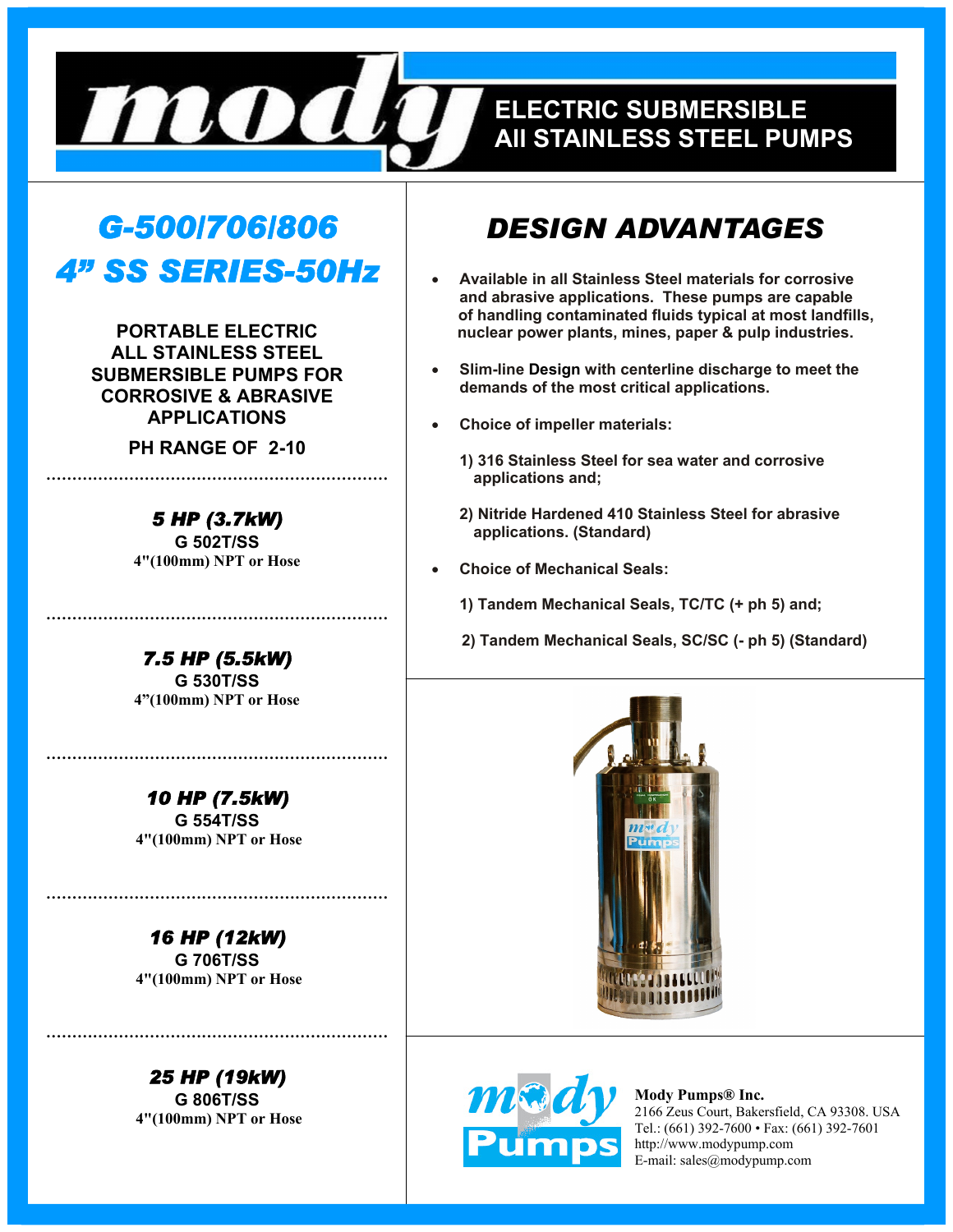# mody

## ELECTRIC SUBMERSIBLE
## All STAINLESS STEEL PUMPS

## G-500/706/806
## 4" SS SERIES-50Hz

**PORTABLE ELECTRIC ALL STAINLESS STEEL SUBMERSIBLE PUMPS FOR CORROSIVE & ABRASIVE APPLICATIONS**

**PH RANGE OF 2-10**

---

***5 HP (3.7kW)***
**G 502T/SS**
**4"(100mm) NPT or Hose**

---

***7.5 HP (5.5kW)***
**G 530T/SS**
**4"(100mm) NPT or Hose**

---

***10 HP (7.5kW)***
**G 554T/SS**
**4"(100mm) NPT or Hose**

---

***16 HP (12kW)***
**G 706T/SS**
**4"(100mm) NPT or Hose**

---

***25 HP (19kW)***
**G 806T/SS**
**4"(100mm) NPT or Hose**

## DESIGN ADVANTAGES

- **Available in all Stainless Steel materials for corrosive and abrasive applications. These pumps are capable of handling contaminated fluids typical at most landfills, nuclear power plants, mines, paper & pulp industries.**
- **Slim-line Design with centerline discharge to meet the demands of the most critical applications.**
- **Choice of impeller materials:**

  **1) 316 Stainless Steel for sea water and corrosive applications and;**

  **2) Nitride Hardened 410 Stainless Steel for abrasive applications. (Standard)**
- **Choice of Mechanical Seals:**

  **1) Tandem Mechanical Seals, TC/TC (+ ph 5) and;**

  **2) Tandem Mechanical Seals, SC/SC (- ph 5) (Standard)**

**Mody Pumps® Inc.**
2166 Zeus Court, Bakersfield, CA 93308. USA
Tel.: (661) 392-7600 • Fax: (661) 392-7601
http://www.modypump.com
E-mail: sales@modypump.com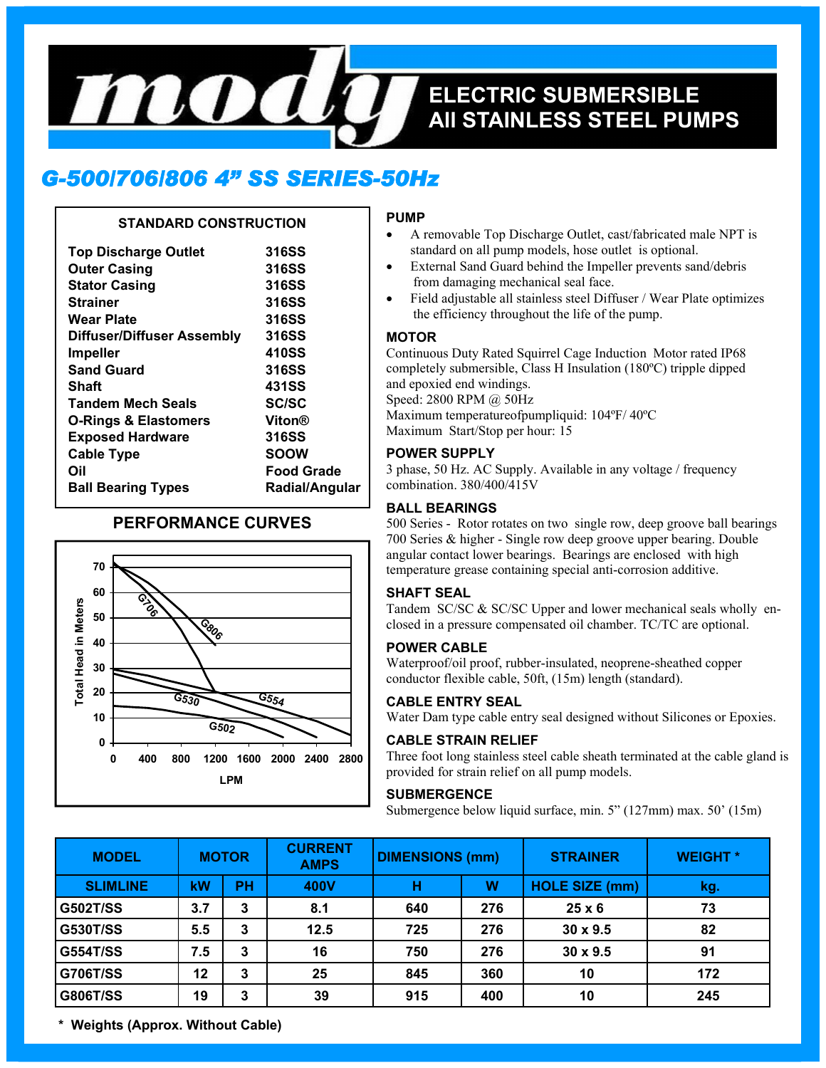# mody ELECTRIC SUBMERSIBLE All STAINLESS STEEL PUMPS

## G-500/706/806 4" SS SERIES-50Hz

### STANDARD CONSTRUCTION

| | |
|---|---|
| Top Discharge Outlet | 316SS |
| Outer Casing | 316SS |
| Stator Casing | 316SS |
| Strainer | 316SS |
| Wear Plate | 316SS |
| Diffuser/Diffuser Assembly | 316SS |
| Impeller | 410SS |
| Sand Guard | 316SS |
| Shaft | 431SS |
| Tandem Mech Seals | SC/SC |
| O-Rings & Elastomers | Viton® |
| Exposed Hardware | 316SS |
| Cable Type | SOOW |
| Oil | Food Grade |
| Ball Bearing Types | Radial/Angular |

### PERFORMANCE CURVES

Total Head in Meters

70
60
50
40
30
20
10
0

0 400 800 1200 1600 2000 2400 2800

LPM

G706
G806
G530
G554
G502

### PUMP

- A removable Top Discharge Outlet, cast/fabricated male NPT is standard on all pump models, hose outlet is optional.
- External Sand Guard behind the Impeller prevents sand/debris from damaging mechanical seal face.
- Field adjustable all stainless steel Diffuser / Wear Plate optimizes the efficiency throughout the life of the pump.

### MOTOR

Continuous Duty Rated Squirrel Cage Induction Motor rated IP68 completely submersible, Class H Insulation (180ºC) tripple dipped and epoxied end windings.
Speed: 2800 RPM @ 50Hz
Maximum temperatureofpumpliquid: 104ºF/ 40ºC
Maximum Start/Stop per hour: 15

### POWER SUPPLY

3 phase, 50 Hz. AC Supply. Available in any voltage / frequency combination. 380/400/415V

### BALL BEARINGS

500 Series - Rotor rotates on two single row, deep groove ball bearings
700 Series & higher - Single row deep groove upper bearing. Double angular contact lower bearings. Bearings are enclosed with high temperature grease containing special anti-corrosion additive.

### SHAFT SEAL

Tandem SC/SC & SC/SC Upper and lower mechanical seals wholly enclosed in a pressure compensated oil chamber. TC/TC are optional.

### POWER CABLE

Waterproof/oil proof, rubber-insulated, neoprene-sheathed copper conductor flexible cable, 50ft, (15m) length (standard).

### CABLE ENTRY SEAL

Water Dam type cable entry seal designed without Silicones or Epoxies.

### CABLE STRAIN RELIEF

Three foot long stainless steel cable sheath terminated at the cable gland is provided for strain relief on all pump models.

### SUBMERGENCE

Submergence below liquid surface, min. 5" (127mm) max. 50' (15m)

| MODEL | MOTOR | | CURRENT AMPS | DIMENSIONS (mm) | | STRAINER | WEIGHT * |
|---|---|---|---|---|---|---|---|
| SLIMLINE | kW | PH | 400V | H | W | HOLE SIZE (mm) | kg. |
| G502T/SS | 3.7 | 3 | 8.1 | 640 | 276 | 25 x 6 | 73 |
| G530T/SS | 5.5 | 3 | 12.5 | 725 | 276 | 30 x 9.5 | 82 |
| G554T/SS | 7.5 | 3 | 16 | 750 | 276 | 30 x 9.5 | 91 |
| G706T/SS | 12 | 3 | 25 | 845 | 360 | 10 | 172 |
| G806T/SS | 19 | 3 | 39 | 915 | 400 | 10 | 245 |

\* Weights (Approx. Without Cable)